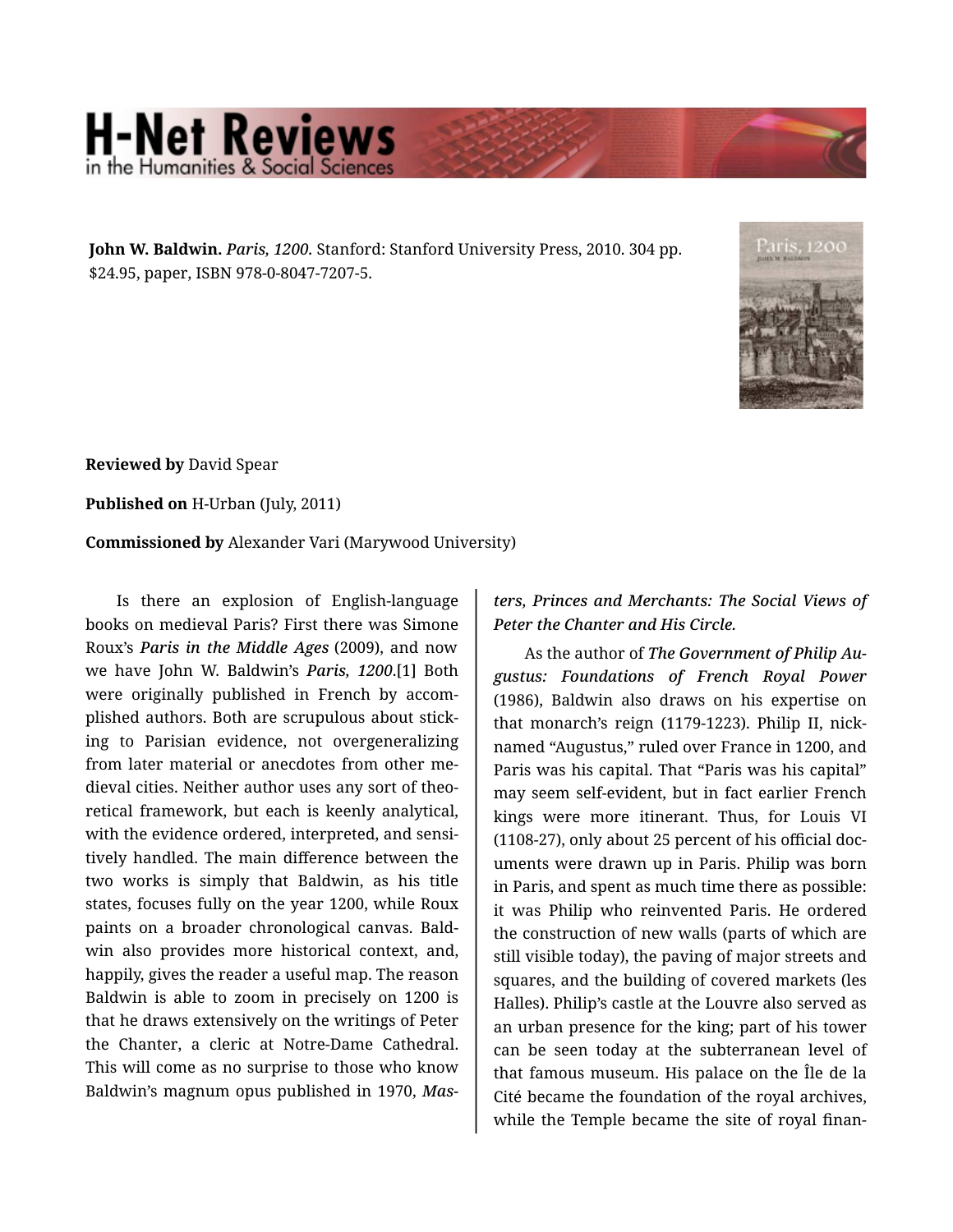**John W. Baldwin.** *Paris, 1200.* Stanford: Stanford University Press, 2010. 304 pp. $24.95, paper, ISBN 978-0-8047-7207-5.

**Reviewed by** David Spear

**Published on** H-Urban (July, 2011)

**Commissioned by** Alexander Vari (Marywood University)

Is there an explosion of English-language books on medieval Paris? First there was Simone Roux's *Paris in the Middle Ages* (2009), and now we have John W. Baldwin's *Paris, 1200*.[1] Both were originally published in French by accomplished authors. Both are scrupulous about sticking to Parisian evidence, not overgeneralizing from later material or anecdotes from other medieval cities. Neither author uses any sort of theoretical framework, but each is keenly analytical, with the evidence ordered, interpreted, and sensitively handled. The main difference between the two works is simply that Baldwin, as his title states, focuses fully on the year 1200, while Roux paints on a broader chronological canvas. Baldwin also provides more historical context, and, happily, gives the reader a useful map. The reason Baldwin is able to zoom in precisely on 1200 is that he draws extensively on the writings of Peter the Chanter, a cleric at Notre-Dame Cathedral. This will come as no surprise to those who know Baldwin's magnum opus published in 1970, *Masters, Princes and Merchants: The Social Views of Peter the Chanter and His Circle.*

As the author of *The Government of Philip Augustus: Foundations of French Royal Power* (1986), Baldwin also draws on his expertise on that monarch's reign (1179-1223). Philip II, nicknamed "Augustus," ruled over France in 1200, and Paris was his capital. That "Paris was his capital" may seem self-evident, but in fact earlier French kings were more itinerant. Thus, for Louis VI (1108-27), only about 25 percent of his official documents were drawn up in Paris. Philip was born in Paris, and spent as much time there as possible: it was Philip who reinvented Paris. He ordered the construction of new walls (parts of which are still visible today), the paving of major streets and squares, and the building of covered markets (les Halles). Philip's castle at the Louvre also served as an urban presence for the king; part of his tower can be seen today at the subterranean level of that famous museum. His palace on the Île de la Cité became the foundation of the royal archives, while the Temple became the site of royal finan-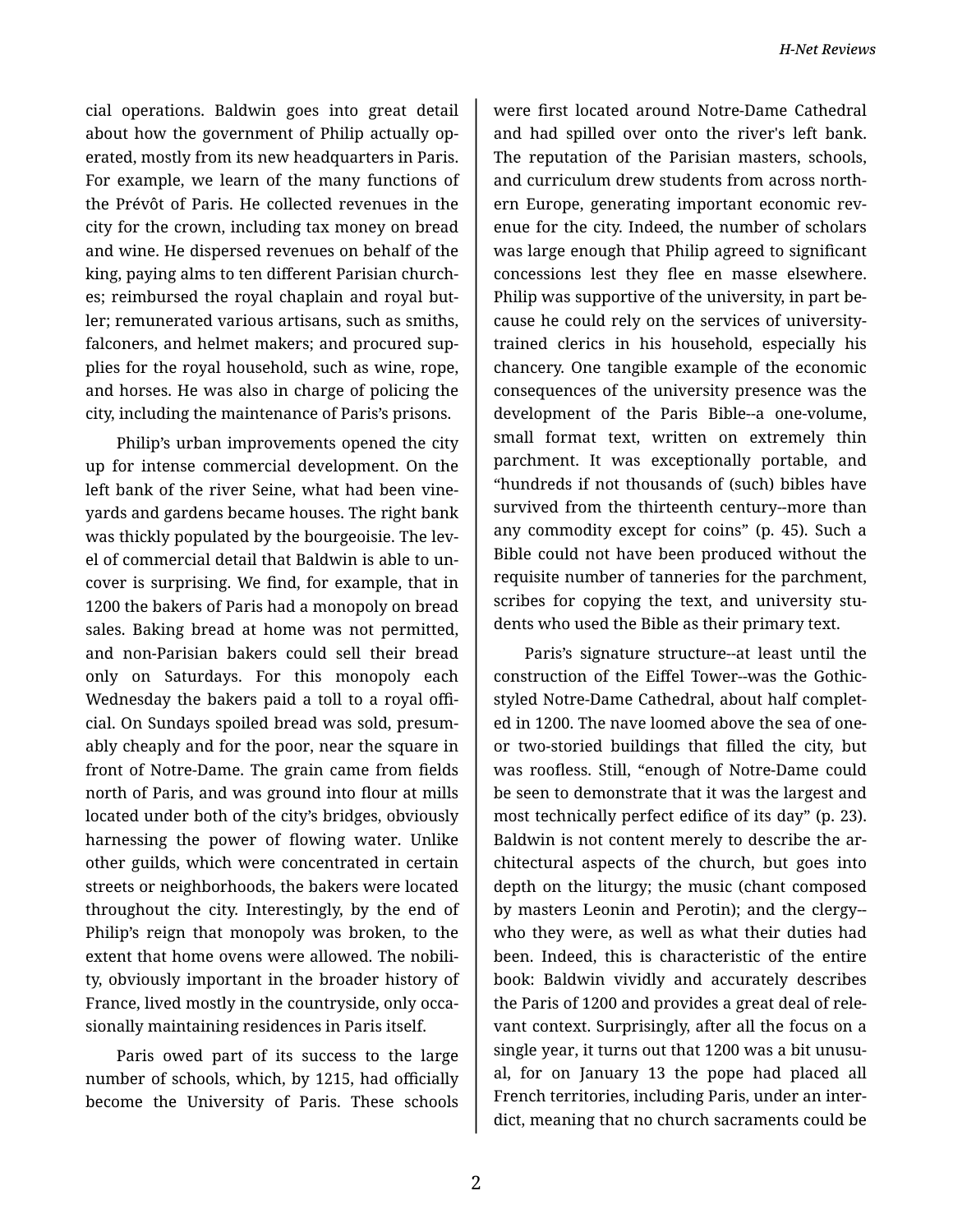cial operations. Baldwin goes into great detail about how the government of Philip actually operated, mostly from its new headquarters in Paris. For example, we learn of the many functions of the Prévôt of Paris. He collected revenues in the city for the crown, including tax money on bread and wine. He dispersed revenues on behalf of the king, paying alms to ten different Parisian churches; reimbursed the royal chaplain and royal butler; remunerated various artisans, such as smiths, falconers, and helmet makers; and procured supplies for the royal household, such as wine, rope, and horses. He was also in charge of policing the city, including the maintenance of Paris's prisons.

Philip's urban improvements opened the city up for intense commercial development. On the left bank of the river Seine, what had been vineyards and gardens became houses. The right bank was thickly populated by the bourgeoisie. The level of commercial detail that Baldwin is able to uncover is surprising. We find, for example, that in 1200 the bakers of Paris had a monopoly on bread sales. Baking bread at home was not permitted, and non-Parisian bakers could sell their bread only on Saturdays. For this monopoly each Wednesday the bakers paid a toll to a royal official. On Sundays spoiled bread was sold, presumably cheaply and for the poor, near the square in front of Notre-Dame. The grain came from fields north of Paris, and was ground into flour at mills located under both of the city's bridges, obviously harnessing the power of flowing water. Unlike other guilds, which were concentrated in certain streets or neighborhoods, the bakers were located throughout the city. Interestingly, by the end of Philip's reign that monopoly was broken, to the extent that home ovens were allowed. The nobility, obviously important in the broader history of France, lived mostly in the countryside, only occasionally maintaining residences in Paris itself.

Paris owed part of its success to the large number of schools, which, by 1215, had officially become the University of Paris. These schools were first located around Notre-Dame Cathedral and had spilled over onto the river's left bank. The reputation of the Parisian masters, schools, and curriculum drew students from across northern Europe, generating important economic revenue for the city. Indeed, the number of scholars was large enough that Philip agreed to significant concessions lest they flee en masse elsewhere. Philip was supportive of the university, in part because he could rely on the services of university-trained clerics in his household, especially his chancery. One tangible example of the economic consequences of the university presence was the development of the Paris Bible--a one-volume, small format text, written on extremely thin parchment. It was exceptionally portable, and "hundreds if not thousands of (such) bibles have survived from the thirteenth century--more than any commodity except for coins" (p. 45). Such a Bible could not have been produced without the requisite number of tanneries for the parchment, scribes for copying the text, and university students who used the Bible as their primary text.

Paris's signature structure--at least until the construction of the Eiffel Tower--was the Gothic-styled Notre-Dame Cathedral, about half completed in 1200. The nave loomed above the sea of one- or two-storied buildings that filled the city, but was roofless. Still, "enough of Notre-Dame could be seen to demonstrate that it was the largest and most technically perfect edifice of its day" (p. 23). Baldwin is not content merely to describe the architectural aspects of the church, but goes into depth on the liturgy; the music (chant composed by masters Leonin and Perotin); and the clergy--who they were, as well as what their duties had been. Indeed, this is characteristic of the entire book: Baldwin vividly and accurately describes the Paris of 1200 and provides a great deal of relevant context. Surprisingly, after all the focus on a single year, it turns out that 1200 was a bit unusual, for on January 13 the pope had placed all French territories, including Paris, under an interdict, meaning that no church sacraments could be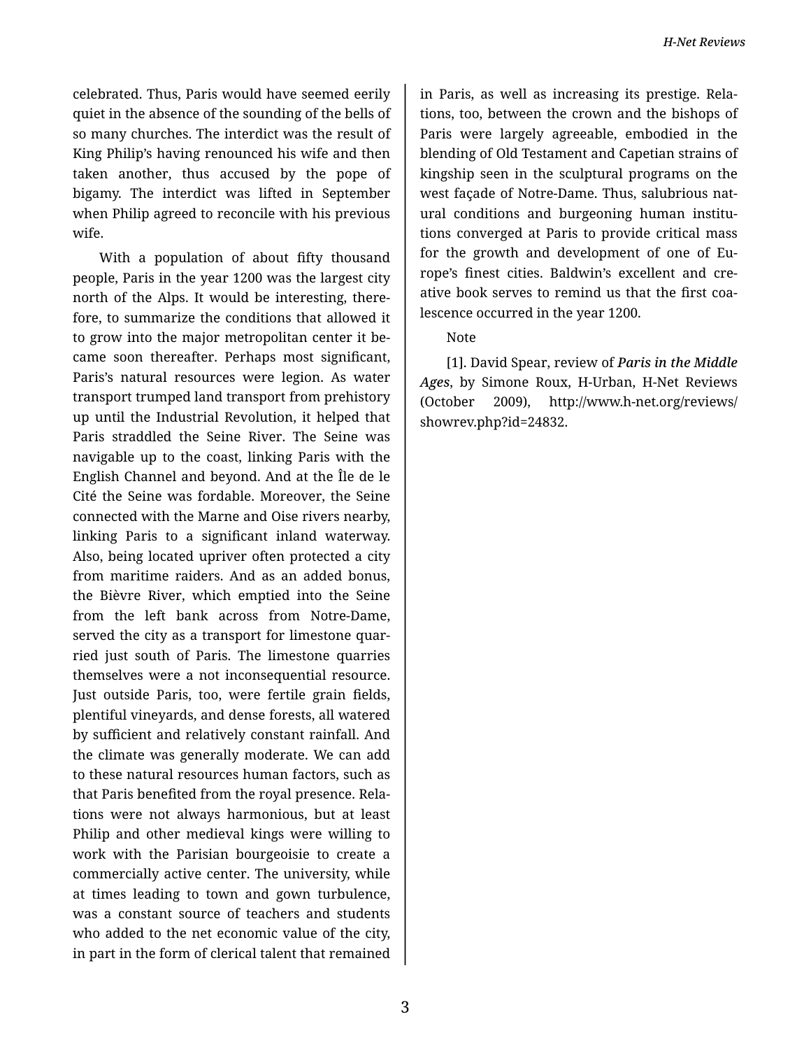celebrated. Thus, Paris would have seemed eerily quiet in the absence of the sounding of the bells of so many churches. The interdict was the result of King Philip's having renounced his wife and then taken another, thus accused by the pope of bigamy. The interdict was lifted in September when Philip agreed to reconcile with his previous wife.

With a population of about fifty thousand people, Paris in the year 1200 was the largest city north of the Alps. It would be interesting, therefore, to summarize the conditions that allowed it to grow into the major metropolitan center it became soon thereafter. Perhaps most significant, Paris's natural resources were legion. As water transport trumped land transport from prehistory up until the Industrial Revolution, it helped that Paris straddled the Seine River. The Seine was navigable up to the coast, linking Paris with the English Channel and beyond. And at the Île de le Cité the Seine was fordable. Moreover, the Seine connected with the Marne and Oise rivers nearby, linking Paris to a significant inland waterway. Also, being located upriver often protected a city from maritime raiders. And as an added bonus, the Bièvre River, which emptied into the Seine from the left bank across from Notre-Dame, served the city as a transport for limestone quarried just south of Paris. The limestone quarries themselves were a not inconsequential resource. Just outside Paris, too, were fertile grain fields, plentiful vineyards, and dense forests, all watered by sufficient and relatively constant rainfall. And the climate was generally moderate. We can add to these natural resources human factors, such as that Paris benefited from the royal presence. Relations were not always harmonious, but at least Philip and other medieval kings were willing to work with the Parisian bourgeoisie to create a commercially active center. The university, while at times leading to town and gown turbulence, was a constant source of teachers and students who added to the net economic value of the city, in part in the form of clerical talent that remained in Paris, as well as increasing its prestige. Relations, too, between the crown and the bishops of Paris were largely agreeable, embodied in the blending of Old Testament and Capetian strains of kingship seen in the sculptural programs on the west façade of Notre-Dame. Thus, salubrious natural conditions and burgeoning human institutions converged at Paris to provide critical mass for the growth and development of one of Europe's finest cities. Baldwin's excellent and creative book serves to remind us that the first coalescence occurred in the year 1200.

Note

[1]. David Spear, review of ***Paris in the Middle Ages***, by Simone Roux, H-Urban, H-Net Reviews (October 2009), http://www.h-net.org/reviews/showrev.php?id=24832.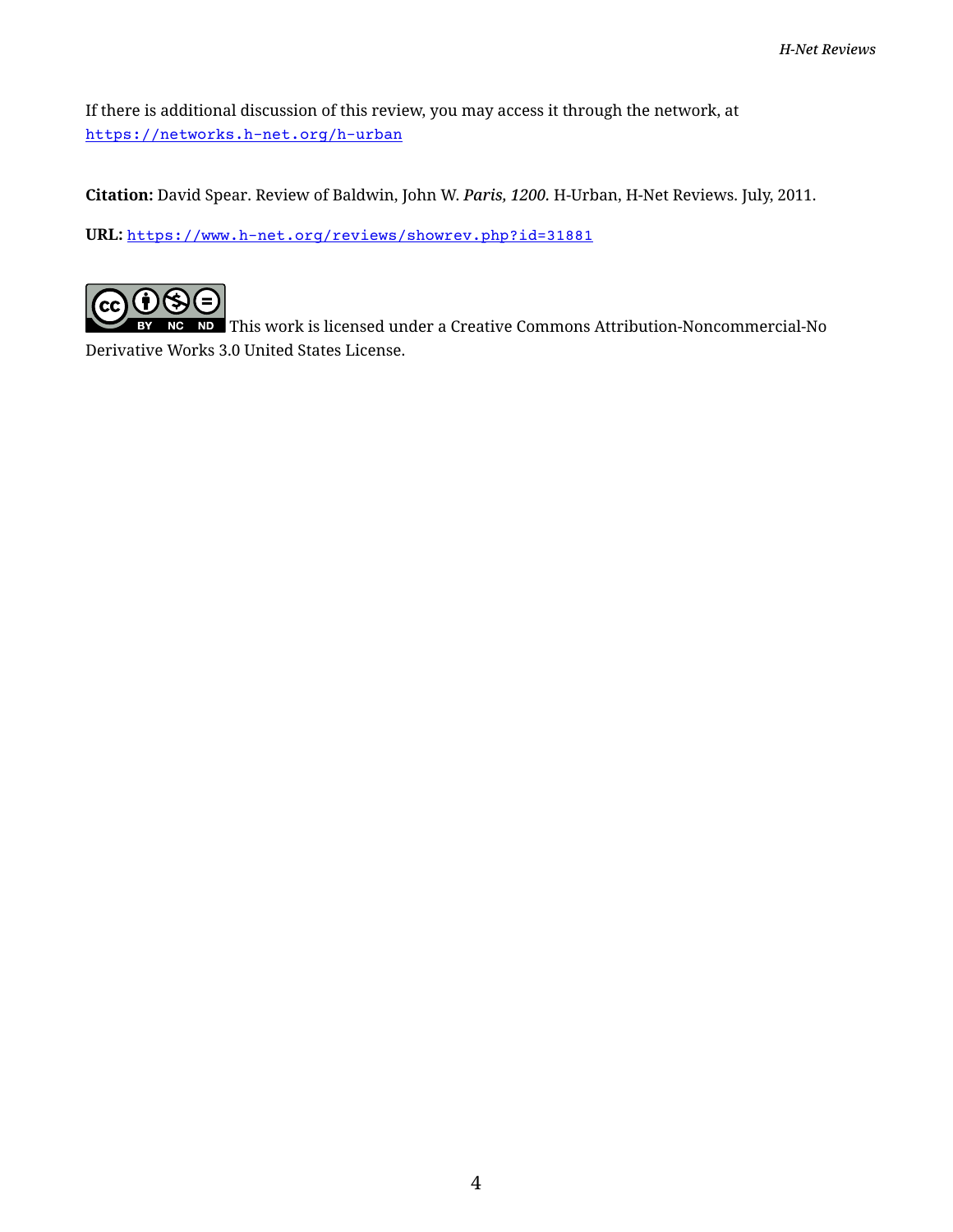If there is additional discussion of this review, you may access it through the network, at https://networks.h-net.org/h-urban

**Citation:** David Spear. Review of Baldwin, John W. ***Paris, 1200***. H-Urban, H-Net Reviews. July, 2011.

**URL:** https://www.h-net.org/reviews/showrev.php?id=31881

This work is licensed under a Creative Commons Attribution-Noncommercial-No Derivative Works 3.0 United States License.